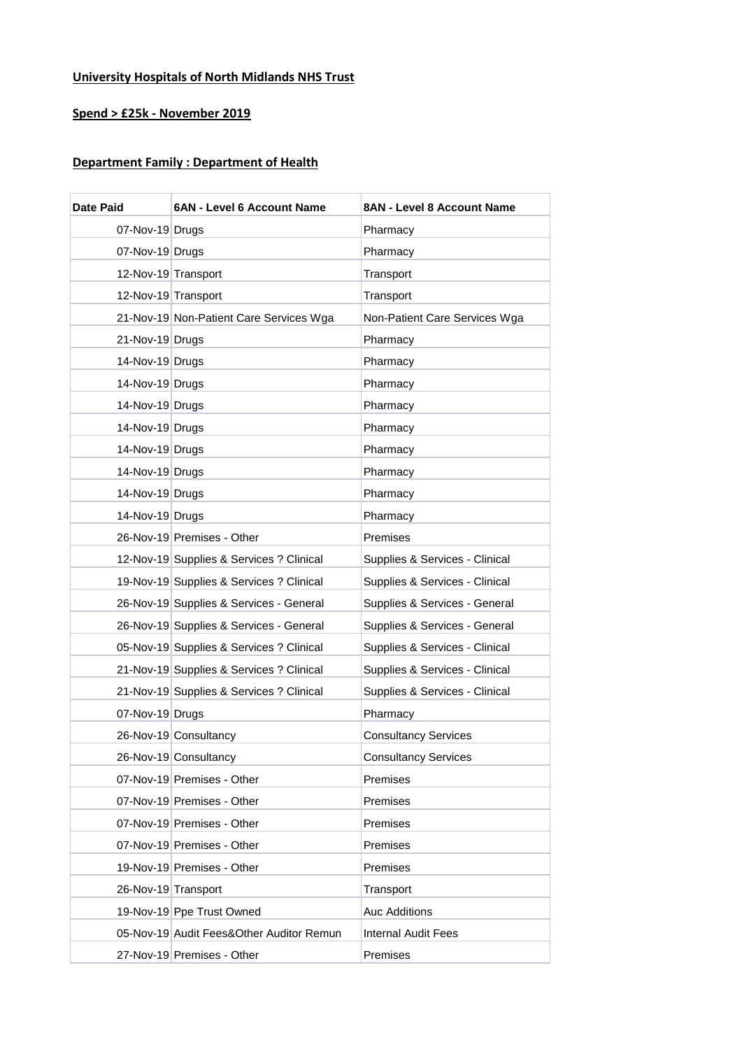**University Hospitals of North Midlands NHS Trust**

**Spend > £25k - November 2019**

**Department Family : Department of Health**

| Date Paid | 6AN - Level 6 Account Name | 8AN - Level 8 Account Name |
|---|---|---|
| 07-Nov-19 | Drugs | Pharmacy |
| 07-Nov-19 | Drugs | Pharmacy |
| 12-Nov-19 | Transport | Transport |
| 12-Nov-19 | Transport | Transport |
| 21-Nov-19 | Non-Patient Care Services Wga | Non-Patient Care Services Wga |
| 21-Nov-19 | Drugs | Pharmacy |
| 14-Nov-19 | Drugs | Pharmacy |
| 14-Nov-19 | Drugs | Pharmacy |
| 14-Nov-19 | Drugs | Pharmacy |
| 14-Nov-19 | Drugs | Pharmacy |
| 14-Nov-19 | Drugs | Pharmacy |
| 14-Nov-19 | Drugs | Pharmacy |
| 14-Nov-19 | Drugs | Pharmacy |
| 14-Nov-19 | Drugs | Pharmacy |
| 26-Nov-19 | Premises - Other | Premises |
| 12-Nov-19 | Supplies & Services ? Clinical | Supplies & Services - Clinical |
| 19-Nov-19 | Supplies & Services ? Clinical | Supplies & Services - Clinical |
| 26-Nov-19 | Supplies & Services - General | Supplies & Services - General |
| 26-Nov-19 | Supplies & Services - General | Supplies & Services - General |
| 05-Nov-19 | Supplies & Services ? Clinical | Supplies & Services - Clinical |
| 21-Nov-19 | Supplies & Services ? Clinical | Supplies & Services - Clinical |
| 21-Nov-19 | Supplies & Services ? Clinical | Supplies & Services - Clinical |
| 07-Nov-19 | Drugs | Pharmacy |
| 26-Nov-19 | Consultancy | Consultancy Services |
| 26-Nov-19 | Consultancy | Consultancy Services |
| 07-Nov-19 | Premises - Other | Premises |
| 07-Nov-19 | Premises - Other | Premises |
| 07-Nov-19 | Premises - Other | Premises |
| 07-Nov-19 | Premises - Other | Premises |
| 19-Nov-19 | Premises - Other | Premises |
| 26-Nov-19 | Transport | Transport |
| 19-Nov-19 | Ppe Trust Owned | Auc Additions |
| 05-Nov-19 | Audit Fees&Other Auditor Remun | Internal Audit Fees |
| 27-Nov-19 | Premises - Other | Premises |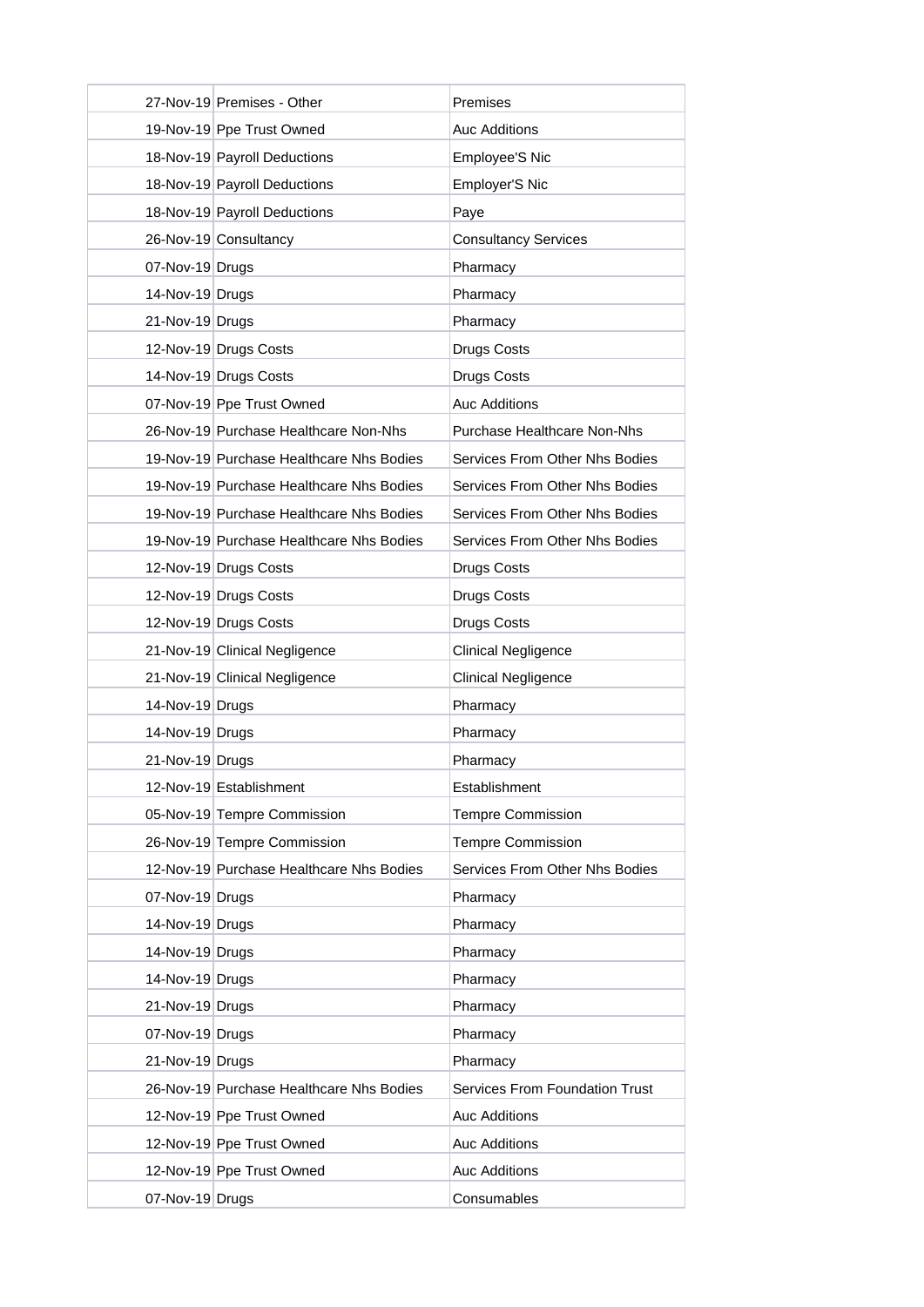| | | |
|---|---|---|
| 27-Nov-19 | Premises - Other | Premises |
| 19-Nov-19 | Ppe Trust Owned | Auc Additions |
| 18-Nov-19 | Payroll Deductions | Employee'S Nic |
| 18-Nov-19 | Payroll Deductions | Employer'S Nic |
| 18-Nov-19 | Payroll Deductions | Paye |
| 26-Nov-19 | Consultancy | Consultancy Services |
| 07-Nov-19 | Drugs | Pharmacy |
| 14-Nov-19 | Drugs | Pharmacy |
| 21-Nov-19 | Drugs | Pharmacy |
| 12-Nov-19 | Drugs Costs | Drugs Costs |
| 14-Nov-19 | Drugs Costs | Drugs Costs |
| 07-Nov-19 | Ppe Trust Owned | Auc Additions |
| 26-Nov-19 | Purchase Healthcare Non-Nhs | Purchase Healthcare Non-Nhs |
| 19-Nov-19 | Purchase Healthcare Nhs Bodies | Services From Other Nhs Bodies |
| 19-Nov-19 | Purchase Healthcare Nhs Bodies | Services From Other Nhs Bodies |
| 19-Nov-19 | Purchase Healthcare Nhs Bodies | Services From Other Nhs Bodies |
| 19-Nov-19 | Purchase Healthcare Nhs Bodies | Services From Other Nhs Bodies |
| 12-Nov-19 | Drugs Costs | Drugs Costs |
| 12-Nov-19 | Drugs Costs | Drugs Costs |
| 12-Nov-19 | Drugs Costs | Drugs Costs |
| 21-Nov-19 | Clinical Negligence | Clinical Negligence |
| 21-Nov-19 | Clinical Negligence | Clinical Negligence |
| 14-Nov-19 | Drugs | Pharmacy |
| 14-Nov-19 | Drugs | Pharmacy |
| 21-Nov-19 | Drugs | Pharmacy |
| 12-Nov-19 | Establishment | Establishment |
| 05-Nov-19 | Tempre Commission | Tempre Commission |
| 26-Nov-19 | Tempre Commission | Tempre Commission |
| 12-Nov-19 | Purchase Healthcare Nhs Bodies | Services From Other Nhs Bodies |
| 07-Nov-19 | Drugs | Pharmacy |
| 14-Nov-19 | Drugs | Pharmacy |
| 14-Nov-19 | Drugs | Pharmacy |
| 14-Nov-19 | Drugs | Pharmacy |
| 21-Nov-19 | Drugs | Pharmacy |
| 07-Nov-19 | Drugs | Pharmacy |
| 21-Nov-19 | Drugs | Pharmacy |
| 26-Nov-19 | Purchase Healthcare Nhs Bodies | Services From Foundation Trust |
| 12-Nov-19 | Ppe Trust Owned | Auc Additions |
| 12-Nov-19 | Ppe Trust Owned | Auc Additions |
| 12-Nov-19 | Ppe Trust Owned | Auc Additions |
| 07-Nov-19 | Drugs | Consumables |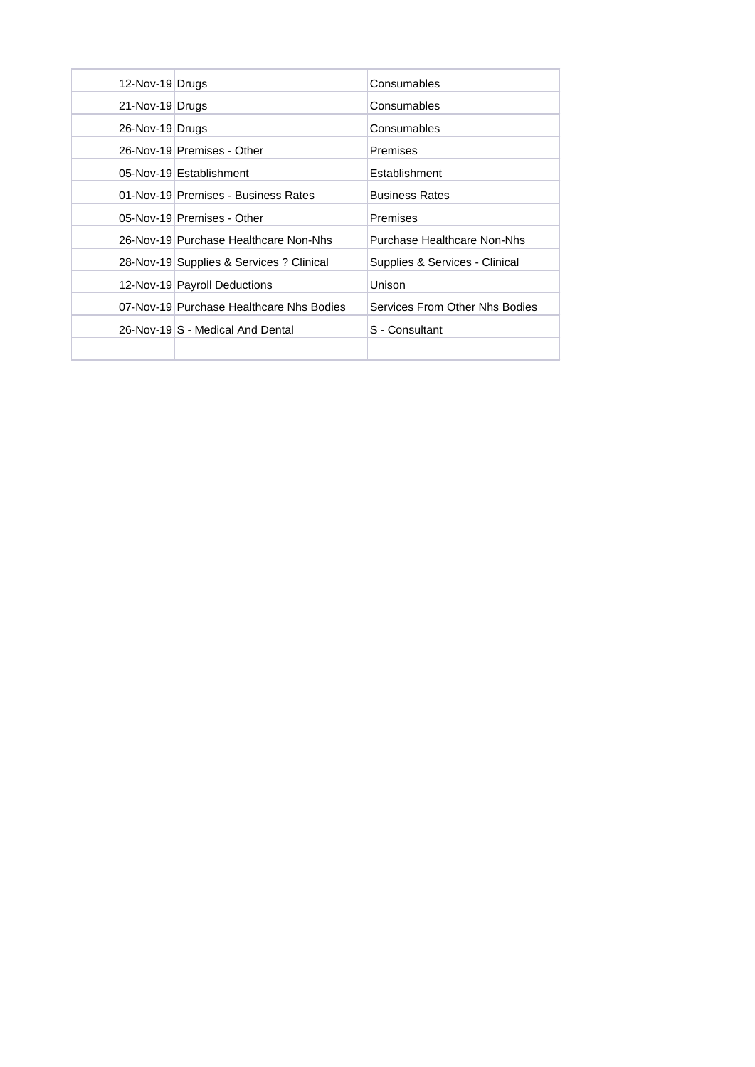| | | |
|---|---|---|
| 12-Nov-19 | Drugs | Consumables |
| 21-Nov-19 | Drugs | Consumables |
| 26-Nov-19 | Drugs | Consumables |
| 26-Nov-19 | Premises - Other | Premises |
| 05-Nov-19 | Establishment | Establishment |
| 01-Nov-19 | Premises - Business Rates | Business Rates |
| 05-Nov-19 | Premises - Other | Premises |
| 26-Nov-19 | Purchase Healthcare Non-Nhs | Purchase Healthcare Non-Nhs |
| 28-Nov-19 | Supplies & Services ? Clinical | Supplies & Services - Clinical |
| 12-Nov-19 | Payroll Deductions | Unison |
| 07-Nov-19 | Purchase Healthcare Nhs Bodies | Services From Other Nhs Bodies |
| 26-Nov-19 | S - Medical And Dental | S - Consultant |
| | | |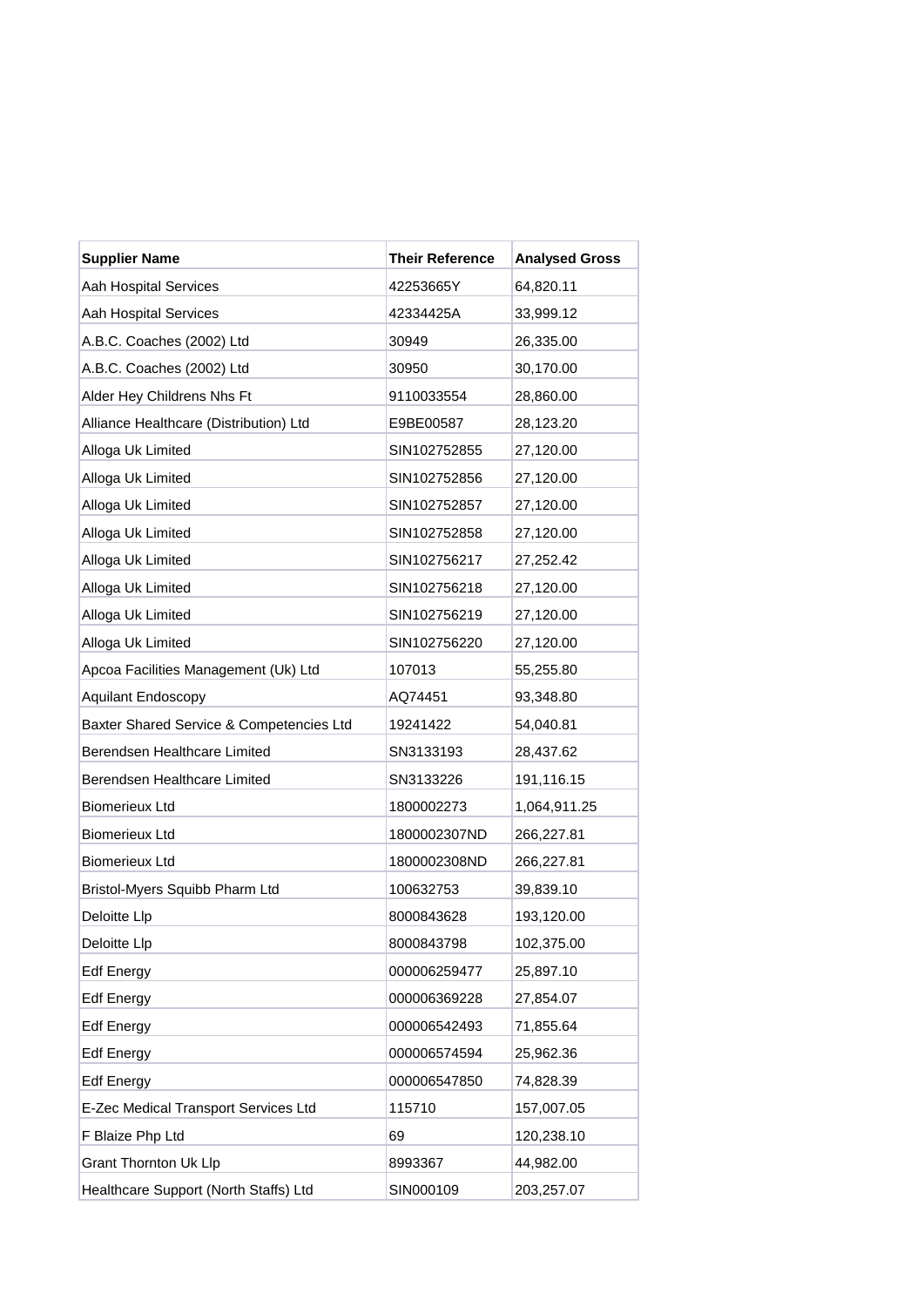| Supplier Name | Their Reference | Analysed Gross |
|---|---|---|
| Aah Hospital Services | 42253665Y | 64,820.11 |
| Aah Hospital Services | 42334425A | 33,999.12 |
| A.B.C. Coaches (2002) Ltd | 30949 | 26,335.00 |
| A.B.C. Coaches (2002) Ltd | 30950 | 30,170.00 |
| Alder Hey Childrens Nhs Ft | 9110033554 | 28,860.00 |
| Alliance Healthcare (Distribution) Ltd | E9BE00587 | 28,123.20 |
| Alloga Uk Limited | SIN102752855 | 27,120.00 |
| Alloga Uk Limited | SIN102752856 | 27,120.00 |
| Alloga Uk Limited | SIN102752857 | 27,120.00 |
| Alloga Uk Limited | SIN102752858 | 27,120.00 |
| Alloga Uk Limited | SIN102756217 | 27,252.42 |
| Alloga Uk Limited | SIN102756218 | 27,120.00 |
| Alloga Uk Limited | SIN102756219 | 27,120.00 |
| Alloga Uk Limited | SIN102756220 | 27,120.00 |
| Apcoa Facilities Management (Uk) Ltd | 107013 | 55,255.80 |
| Aquilant Endoscopy | AQ74451 | 93,348.80 |
| Baxter Shared Service & Competencies Ltd | 19241422 | 54,040.81 |
| Berendsen Healthcare Limited | SN3133193 | 28,437.62 |
| Berendsen Healthcare Limited | SN3133226 | 191,116.15 |
| Biomerieux Ltd | 1800002273 | 1,064,911.25 |
| Biomerieux Ltd | 1800002307ND | 266,227.81 |
| Biomerieux Ltd | 1800002308ND | 266,227.81 |
| Bristol-Myers Squibb Pharm Ltd | 100632753 | 39,839.10 |
| Deloitte Llp | 8000843628 | 193,120.00 |
| Deloitte Llp | 8000843798 | 102,375.00 |
| Edf Energy | 000006259477 | 25,897.10 |
| Edf Energy | 000006369228 | 27,854.07 |
| Edf Energy | 000006542493 | 71,855.64 |
| Edf Energy | 000006574594 | 25,962.36 |
| Edf Energy | 000006547850 | 74,828.39 |
| E-Zec Medical Transport Services Ltd | 115710 | 157,007.05 |
| F Blaize Php Ltd | 69 | 120,238.10 |
| Grant Thornton Uk Llp | 8993367 | 44,982.00 |
| Healthcare Support (North Staffs) Ltd | SIN000109 | 203,257.07 |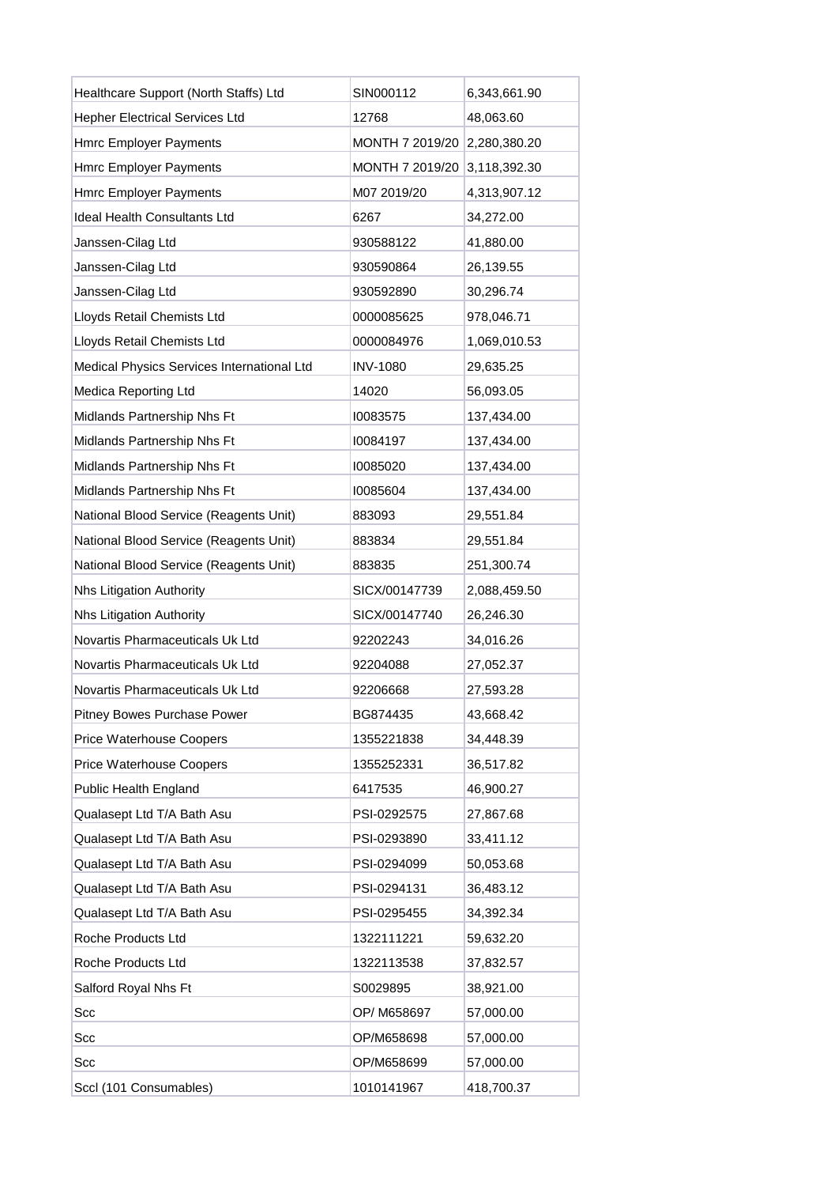| | | |
|---|---|---|
| Healthcare Support (North Staffs) Ltd | SIN000112 | 6,343,661.90 |
| Hepher Electrical Services Ltd | 12768 | 48,063.60 |
| Hmrc Employer Payments | MONTH 7 2019/20 | 2,280,380.20 |
| Hmrc Employer Payments | MONTH 7 2019/20 | 3,118,392.30 |
| Hmrc Employer Payments | M07 2019/20 | 4,313,907.12 |
| Ideal Health Consultants Ltd | 6267 | 34,272.00 |
| Janssen-Cilag Ltd | 930588122 | 41,880.00 |
| Janssen-Cilag Ltd | 930590864 | 26,139.55 |
| Janssen-Cilag Ltd | 930592890 | 30,296.74 |
| Lloyds Retail Chemists Ltd | 0000085625 | 978,046.71 |
| Lloyds Retail Chemists Ltd | 0000084976 | 1,069,010.53 |
| Medical Physics Services International Ltd | INV-1080 | 29,635.25 |
| Medica Reporting Ltd | 14020 | 56,093.05 |
| Midlands Partnership Nhs Ft | I0083575 | 137,434.00 |
| Midlands Partnership Nhs Ft | I0084197 | 137,434.00 |
| Midlands Partnership Nhs Ft | I0085020 | 137,434.00 |
| Midlands Partnership Nhs Ft | I0085604 | 137,434.00 |
| National Blood Service (Reagents Unit) | 883093 | 29,551.84 |
| National Blood Service (Reagents Unit) | 883834 | 29,551.84 |
| National Blood Service (Reagents Unit) | 883835 | 251,300.74 |
| Nhs Litigation Authority | SICX/00147739 | 2,088,459.50 |
| Nhs Litigation Authority | SICX/00147740 | 26,246.30 |
| Novartis Pharmaceuticals Uk Ltd | 92202243 | 34,016.26 |
| Novartis Pharmaceuticals Uk Ltd | 92204088 | 27,052.37 |
| Novartis Pharmaceuticals Uk Ltd | 92206668 | 27,593.28 |
| Pitney Bowes Purchase Power | BG874435 | 43,668.42 |
| Price Waterhouse Coopers | 1355221838 | 34,448.39 |
| Price Waterhouse Coopers | 1355252331 | 36,517.82 |
| Public Health England | 6417535 | 46,900.27 |
| Qualasept Ltd T/A Bath Asu | PSI-0292575 | 27,867.68 |
| Qualasept Ltd T/A Bath Asu | PSI-0293890 | 33,411.12 |
| Qualasept Ltd T/A Bath Asu | PSI-0294099 | 50,053.68 |
| Qualasept Ltd T/A Bath Asu | PSI-0294131 | 36,483.12 |
| Qualasept Ltd T/A Bath Asu | PSI-0295455 | 34,392.34 |
| Roche Products Ltd | 1322111221 | 59,632.20 |
| Roche Products Ltd | 1322113538 | 37,832.57 |
| Salford Royal Nhs Ft | S0029895 | 38,921.00 |
| Scc | OP/ M658697 | 57,000.00 |
| Scc | OP/M658698 | 57,000.00 |
| Scc | OP/M658699 | 57,000.00 |
| Sccl (101 Consumables) | 1010141967 | 418,700.37 |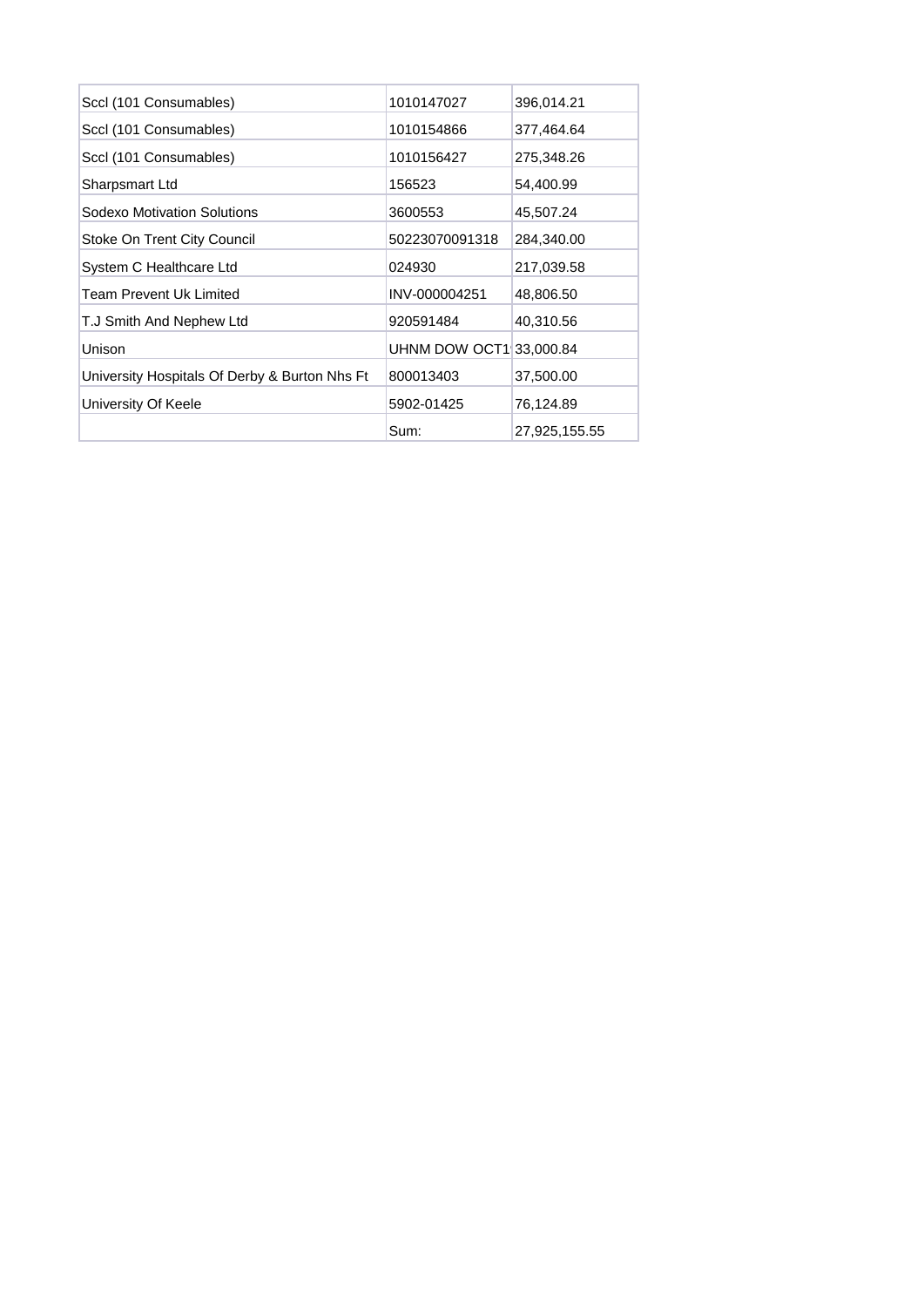| | | |
|---|---|---|
| Sccl (101 Consumables) | 1010147027 | 396,014.21 |
| Sccl (101 Consumables) | 1010154866 | 377,464.64 |
| Sccl (101 Consumables) | 1010156427 | 275,348.26 |
| Sharpsmart Ltd | 156523 | 54,400.99 |
| Sodexo Motivation Solutions | 3600553 | 45,507.24 |
| Stoke On Trent City Council | 50223070091318 | 284,340.00 |
| System C Healthcare Ltd | 024930 | 217,039.58 |
| Team Prevent Uk Limited | INV-000004251 | 48,806.50 |
| T.J Smith And Nephew Ltd | 920591484 | 40,310.56 |
| Unison | UHNM DOW OCT1 | 33,000.84 |
| University Hospitals Of Derby & Burton Nhs Ft | 800013403 | 37,500.00 |
| University Of Keele | 5902-01425 | 76,124.89 |
| | Sum: | 27,925,155.55 |